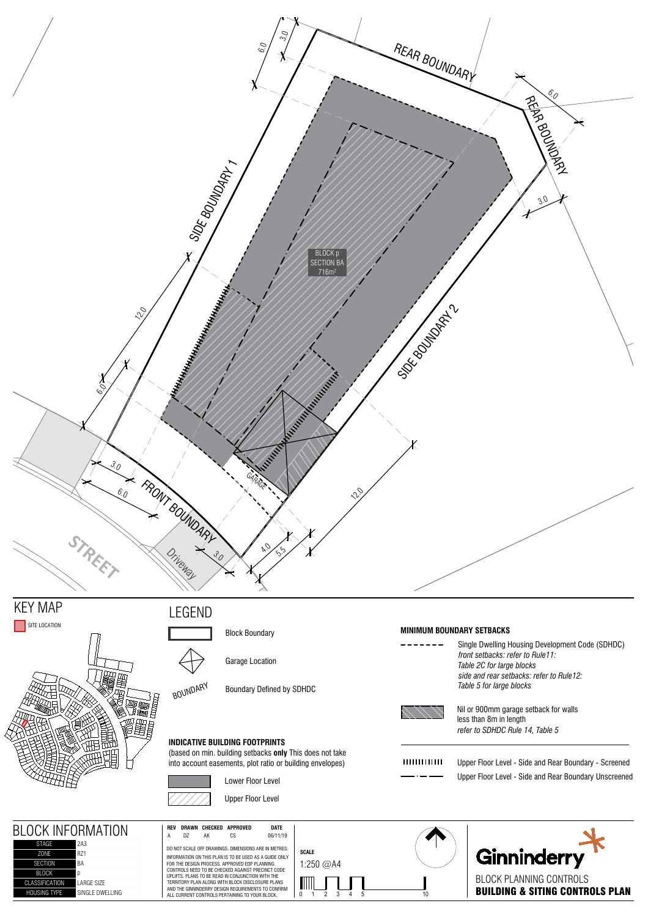REAR BOUNDARY

REAR BOUNDARY

SIDE BOUNDARY 1

SIDE BOUNDARY 2

FRONT BOUNDARY

STREET

Driveway

GARAGE

BLOCK p
SECTION BA
716m²

6.0 3.0 6.0 3.0 12.0 6.0 3.0 6.0 3.0 4.0 5.5 12.0

## KEY MAP

SITE LOCATION

## LEGEND

Block Boundary

Garage Location

BOUNDARY — Boundary Defined by SDHDC

**INDICATIVE BUILDING FOOTPRINTS**
(based on min. building setbacks **only** This does not take into account easements, plot ratio or building envelopes)

Lower Floor Level

Upper Floor Level

**MINIMUM BOUNDARY SETBACKS**

Single Dwelling Housing Development Code (SDHDC)
*front setbacks: refer to Rule11: Table 2C for large blocks*
*side and rear setbacks: refer to Rule12: Table 5 for large blocks*

Nil or 900mm garage setback for walls less than 8m in length
*refer to SDHDC Rule 14, Table 5*

Upper Floor Level - Side and Rear Boundary - Screened

Upper Floor Level - Side and Rear Boundary Unscreened

## BLOCK INFORMATION

| | |
|---|---|
| STAGE | 2A3 |
| ZONE | RZ1 |
| SECTION | BA |
| BLOCK | p |
| CLASSIFICATION | LARGE SIZE |
| HOUSING TYPE | SINGLE DWELLING |

| REV | DRAWN | CHECKED | APPROVED | DATE |
|---|---|---|---|---|
| A | DZ | AK | CS | 06/11/19 |

DO NOT SCALE OFF DRAWINGS. DIMENSIONS ARE IN METRES.
INFORMATION ON THIS PLAN IS TO BE USED AS A GUIDE ONLY FOR THE DESIGN PROCESS. APPROVED EDP PLANNING CONTROLS NEED TO BE CHECKED AGAINST PRECINCT CODE UPLIFTS. PLANS TO BE READ IN CONJUNCTION WITH THE TERRITORY PLAN ALONG WITH BLOCK DISCLOSURE PLANS AND THE GINNINDERRY DESIGN REQUIREMENTS TO CONFIRM ALL CURRENT CONTROLS PERTAINING TO YOUR BLOCK.

**SCALE**
1:250 @A4

0 1 2 3 4 5 10

Ginninderry

BLOCK PLANNING CONTROLS
**BUILDING & SITING CONTROLS PLAN**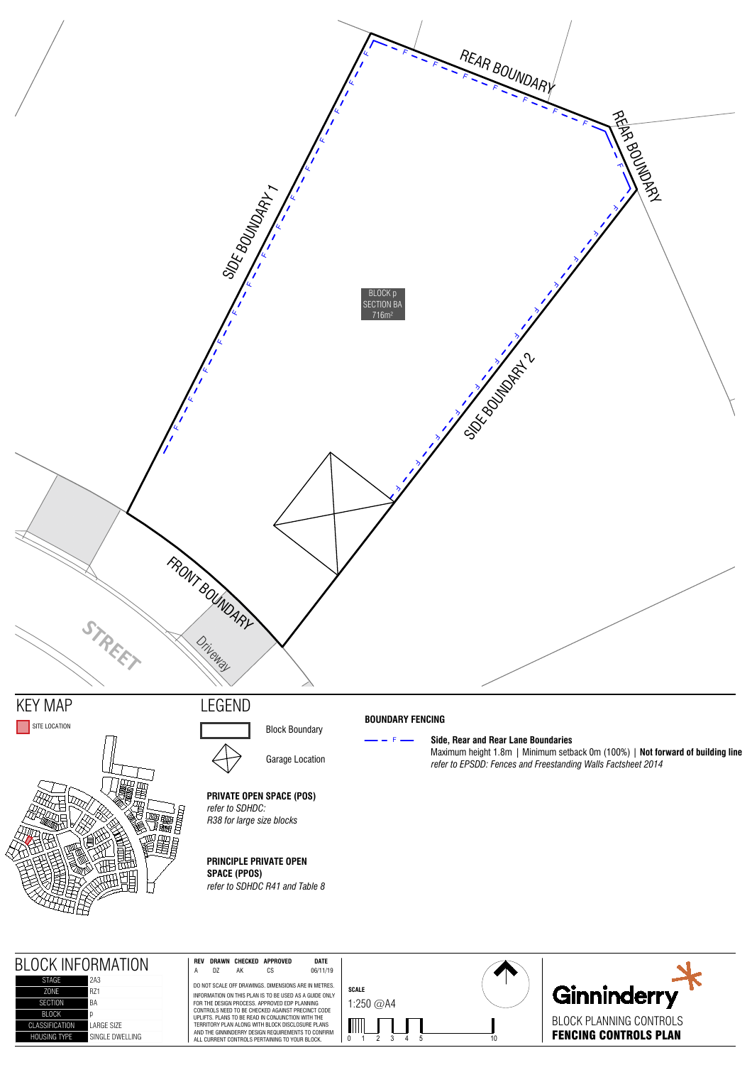REAR BOUNDARY

REAR BOUNDARY

SIDE BOUNDARY 1

SIDE BOUNDARY 2

BLOCK p
SECTION BA
716m²

FRONT BOUNDARY

Driveway

STREET

## KEY MAP

SITE LOCATION

## LEGEND

Block Boundary

Garage Location

**PRIVATE OPEN SPACE (POS)**
*refer to SDHDC:*
*R38 for large size blocks*

**PRINCIPLE PRIVATE OPEN SPACE (PPOS)**
*refer to SDHDC R41 and Table 8*

**BOUNDARY FENCING**

**Side, Rear and Rear Lane Boundaries**
Maximum height 1.8m | Minimum setback 0m (100%) | **Not forward of building line**
*refer to EPSDD: Fences and Freestanding Walls Factsheet 2014*

## BLOCK INFORMATION

| | |
|---|---|
| STAGE | 2A3 |
| ZONE | RZ1 |
| SECTION | BA |
| BLOCK | p |
| CLASSIFICATION | LARGE SIZE |
| HOUSING TYPE | SINGLE DWELLING |

| REV | DRAWN | CHECKED | APPROVED | DATE |
|---|---|---|---|---|
| A | DZ | AK | CS | 06/11/19 |

DO NOT SCALE OFF DRAWINGS. DIMENSIONS ARE IN METRES.

INFORMATION ON THIS PLAN IS TO BE USED AS A GUIDE ONLY FOR THE DESIGN PROCESS. APPROVED EDP PLANNING CONTROLS NEED TO BE CHECKED AGAINST PRECINCT CODE UPLIFTS. PLANS TO BE READ IN CONJUNCTION WITH THE TERRITORY PLAN ALONG WITH BLOCK DISCLOSURE PLANS AND THE GINNINDERRY DESIGN REQUIREMENTS TO CONFIRM ALL CURRENT CONTROLS PERTAINING TO YOUR BLOCK.

**SCALE**
1:250 @A4

0 1 2 3 4 5 10

Ginninderry

BLOCK PLANNING CONTROLS
**FENCING CONTROLS PLAN**